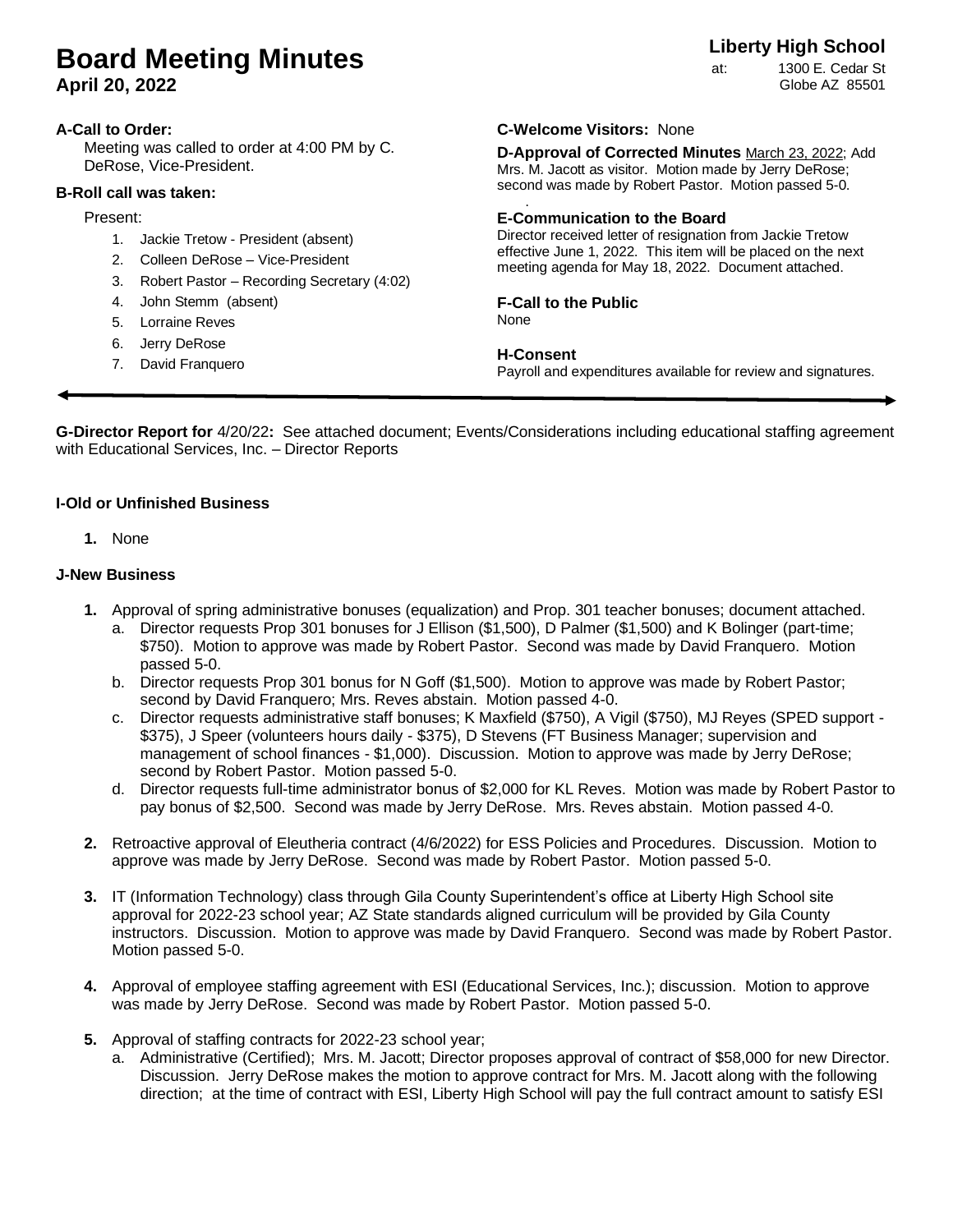# Board Meeting Minutes

**April 20, 2022**

**Liberty High School**

at: 1300 E. Cedar St
Globe AZ 85501

### A-Call to Order:

Meeting was called to order at 4:00 PM by C. DeRose, Vice-President.

### B-Roll call was taken:

Present:

1. Jackie Tretow - President (absent)
2. Colleen DeRose – Vice-President
3. Robert Pastor – Recording Secretary (4:02)
4. John Stemm (absent)
5. Lorraine Reves
6. Jerry DeRose
7. David Franquero

**C-Welcome Visitors:** None

**D-Approval of Corrected Minutes** March 23, 2022; Add Mrs. M. Jacott as visitor. Motion made by Jerry DeRose; second was made by Robert Pastor. Motion passed 5-0.

### E-Communication to the Board

Director received letter of resignation from Jackie Tretow effective June 1, 2022. This item will be placed on the next meeting agenda for May 18, 2022. Document attached.

### F-Call to the Public

None

### H-Consent

Payroll and expenditures available for review and signatures.

---

**G-Director Report for** 4/20/22**:** See attached document; Events/Considerations including educational staffing agreement with Educational Services, Inc. – Director Reports

### I-Old or Unfinished Business

1. None

### J-New Business

1. Approval of spring administrative bonuses (equalization) and Prop. 301 teacher bonuses; document attached.
   a. Director requests Prop 301 bonuses for J Ellison ($1,500), D Palmer ($1,500) and K Bolinger (part-time; $750). Motion to approve was made by Robert Pastor. Second was made by David Franquero. Motion passed 5-0.
   b. Director requests Prop 301 bonus for N Goff ($1,500). Motion to approve was made by Robert Pastor; second by David Franquero; Mrs. Reves abstain. Motion passed 4-0.
   c. Director requests administrative staff bonuses; K Maxfield ($750), A Vigil ($750), MJ Reyes (SPED support - $375), J Speer (volunteers hours daily - $375), D Stevens (FT Business Manager; supervision and management of school finances - $1,000). Discussion. Motion to approve was made by Jerry DeRose; second by Robert Pastor. Motion passed 5-0.
   d. Director requests full-time administrator bonus of $2,000 for KL Reves. Motion was made by Robert Pastor to pay bonus of $2,500. Second was made by Jerry DeRose. Mrs. Reves abstain. Motion passed 4-0.

2. Retroactive approval of Eleutheria contract (4/6/2022) for ESS Policies and Procedures. Discussion. Motion to approve was made by Jerry DeRose. Second was made by Robert Pastor. Motion passed 5-0.

3. IT (Information Technology) class through Gila County Superintendent's office at Liberty High School site approval for 2022-23 school year; AZ State standards aligned curriculum will be provided by Gila County instructors. Discussion. Motion to approve was made by David Franquero. Second was made by Robert Pastor. Motion passed 5-0.

4. Approval of employee staffing agreement with ESI (Educational Services, Inc.); discussion. Motion to approve was made by Jerry DeRose. Second was made by Robert Pastor. Motion passed 5-0.

5. Approval of staffing contracts for 2022-23 school year;
   a. Administrative (Certified); Mrs. M. Jacott; Director proposes approval of contract of $58,000 for new Director. Discussion. Jerry DeRose makes the motion to approve contract for Mrs. M. Jacott along with the following direction; at the time of contract with ESI, Liberty High School will pay the full contract amount to satisfy ESI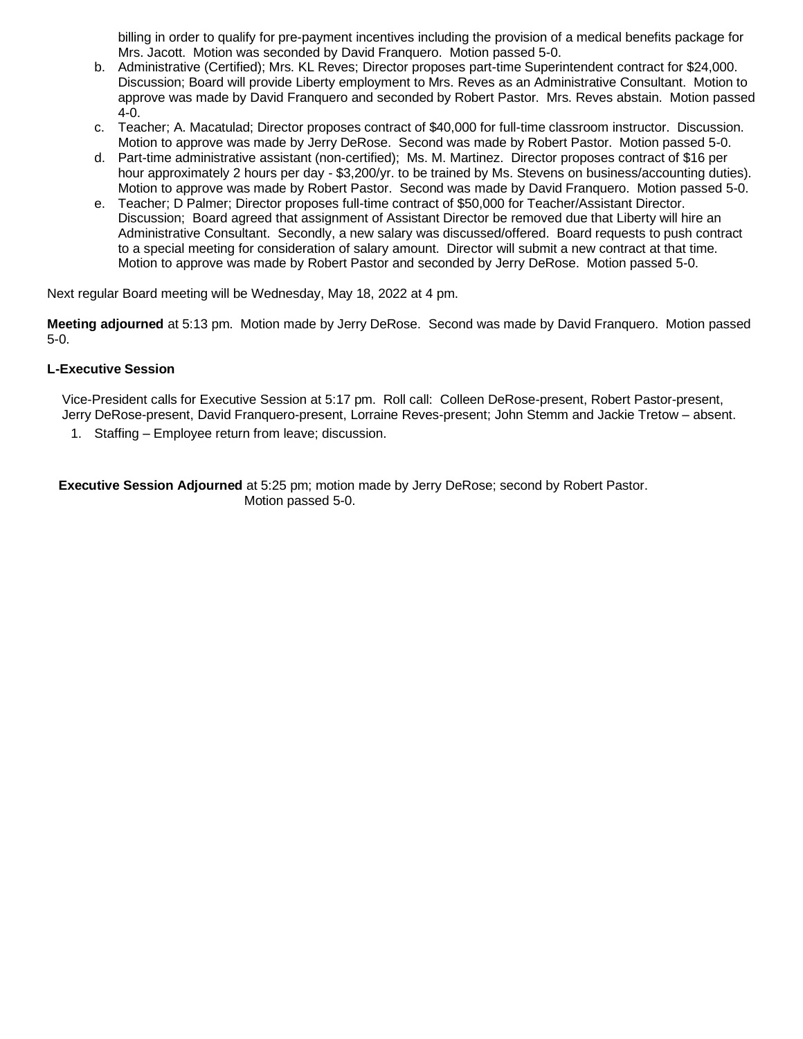billing in order to qualify for pre-payment incentives including the provision of a medical benefits package for Mrs. Jacott. Motion was seconded by David Franquero. Motion passed 5-0.

b. Administrative (Certified); Mrs. KL Reves; Director proposes part-time Superintendent contract for $24,000. Discussion; Board will provide Liberty employment to Mrs. Reves as an Administrative Consultant. Motion to approve was made by David Franquero and seconded by Robert Pastor. Mrs. Reves abstain. Motion passed 4-0.
c. Teacher; A. Macatulad; Director proposes contract of $40,000 for full-time classroom instructor. Discussion. Motion to approve was made by Jerry DeRose. Second was made by Robert Pastor. Motion passed 5-0.
d. Part-time administrative assistant (non-certified); Ms. M. Martinez. Director proposes contract of $16 per hour approximately 2 hours per day - $3,200/yr. to be trained by Ms. Stevens on business/accounting duties). Motion to approve was made by Robert Pastor. Second was made by David Franquero. Motion passed 5-0.
e. Teacher; D Palmer; Director proposes full-time contract of $50,000 for Teacher/Assistant Director. Discussion; Board agreed that assignment of Assistant Director be removed due that Liberty will hire an Administrative Consultant. Secondly, a new salary was discussed/offered. Board requests to push contract to a special meeting for consideration of salary amount. Director will submit a new contract at that time. Motion to approve was made by Robert Pastor and seconded by Jerry DeRose. Motion passed 5-0.

Next regular Board meeting will be Wednesday, May 18, 2022 at 4 pm.

**Meeting adjourned** at 5:13 pm. Motion made by Jerry DeRose. Second was made by David Franquero. Motion passed 5-0.

**L-Executive Session**

Vice-President calls for Executive Session at 5:17 pm. Roll call: Colleen DeRose-present, Robert Pastor-present, Jerry DeRose-present, David Franquero-present, Lorraine Reves-present; John Stemm and Jackie Tretow – absent.

1. Staffing – Employee return from leave; discussion.

**Executive Session Adjourned** at 5:25 pm; motion made by Jerry DeRose; second by Robert Pastor. Motion passed 5-0.